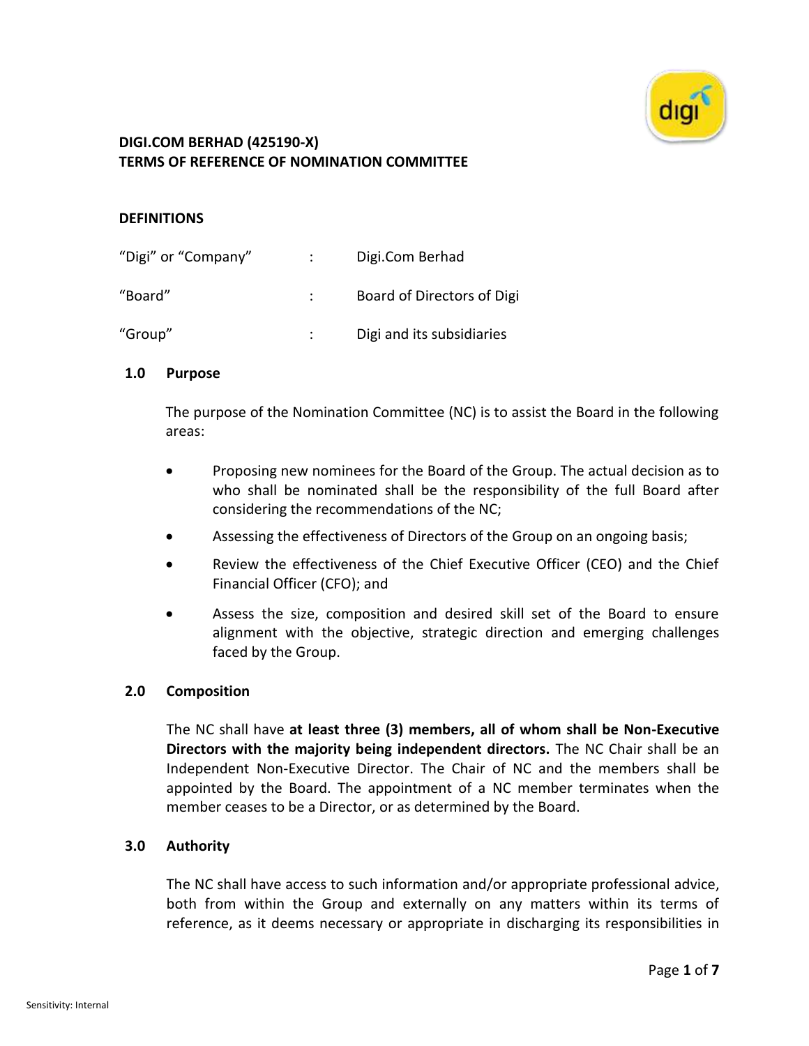# DIGI.COM BERHAD (425190-X)
# TERMS OF REFERENCE OF NOMINATION COMMITTEE

## DEFINITIONS

| | | |
|---|---|---|
| "Digi" or "Company" | : | Digi.Com Berhad |
| "Board" | : | Board of Directors of Digi |
| "Group" | : | Digi and its subsidiaries |

## 1.0 Purpose

The purpose of the Nomination Committee (NC) is to assist the Board in the following areas:

- Proposing new nominees for the Board of the Group. The actual decision as to who shall be nominated shall be the responsibility of the full Board after considering the recommendations of the NC;
- Assessing the effectiveness of Directors of the Group on an ongoing basis;
- Review the effectiveness of the Chief Executive Officer (CEO) and the Chief Financial Officer (CFO); and
- Assess the size, composition and desired skill set of the Board to ensure alignment with the objective, strategic direction and emerging challenges faced by the Group.

## 2.0 Composition

The NC shall have **at least three (3) members, all of whom shall be Non-Executive Directors with the majority being independent directors.** The NC Chair shall be an Independent Non-Executive Director. The Chair of NC and the members shall be appointed by the Board. The appointment of a NC member terminates when the member ceases to be a Director, or as determined by the Board.

## 3.0 Authority

The NC shall have access to such information and/or appropriate professional advice, both from within the Group and externally on any matters within its terms of reference, as it deems necessary or appropriate in discharging its responsibilities in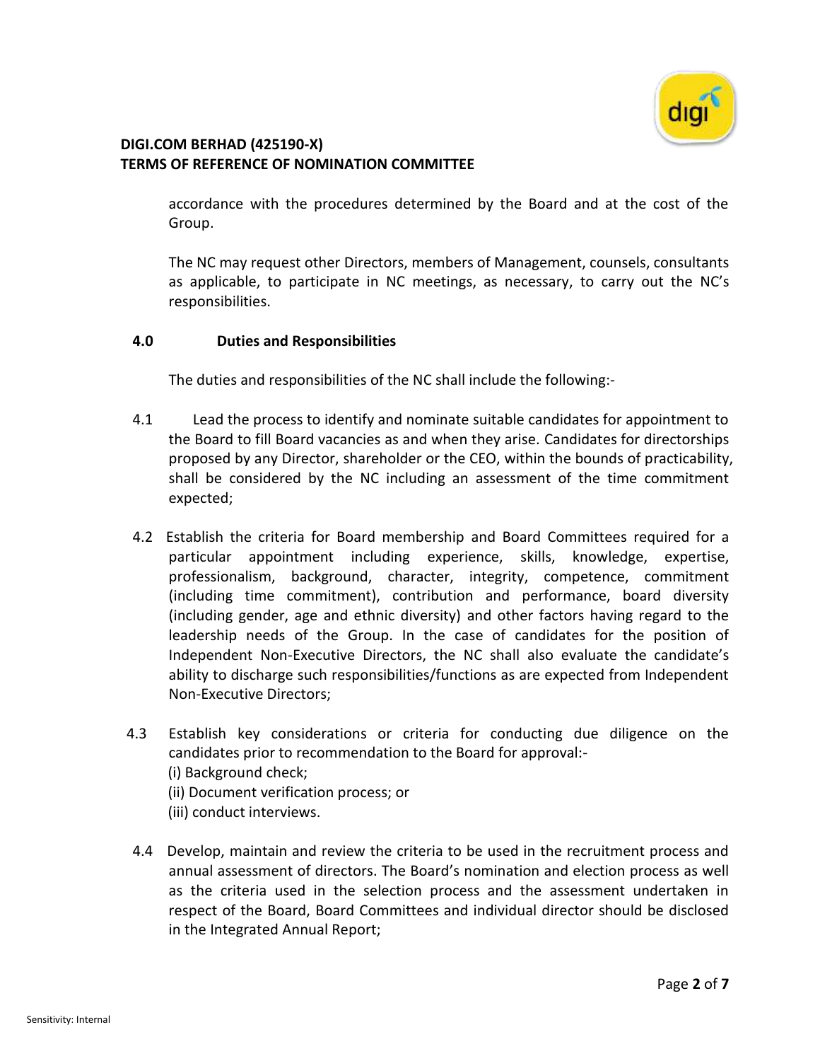accordance with the procedures determined by the Board and at the cost of the Group.

The NC may request other Directors, members of Management, counsels, consultants as applicable, to participate in NC meetings, as necessary, to carry out the NC's responsibilities.

## 4.0 Duties and Responsibilities

The duties and responsibilities of the NC shall include the following:-

4.1 Lead the process to identify and nominate suitable candidates for appointment to the Board to fill Board vacancies as and when they arise. Candidates for directorships proposed by any Director, shareholder or the CEO, within the bounds of practicability, shall be considered by the NC including an assessment of the time commitment expected;

4.2 Establish the criteria for Board membership and Board Committees required for a particular appointment including experience, skills, knowledge, expertise, professionalism, background, character, integrity, competence, commitment (including time commitment), contribution and performance, board diversity (including gender, age and ethnic diversity) and other factors having regard to the leadership needs of the Group. In the case of candidates for the position of Independent Non-Executive Directors, the NC shall also evaluate the candidate's ability to discharge such responsibilities/functions as are expected from Independent Non-Executive Directors;

4.3 Establish key considerations or criteria for conducting due diligence on the candidates prior to recommendation to the Board for approval:-

(i) Background check;
(ii) Document verification process; or
(iii) conduct interviews.

4.4 Develop, maintain and review the criteria to be used in the recruitment process and annual assessment of directors. The Board's nomination and election process as well as the criteria used in the selection process and the assessment undertaken in respect of the Board, Board Committees and individual director should be disclosed in the Integrated Annual Report;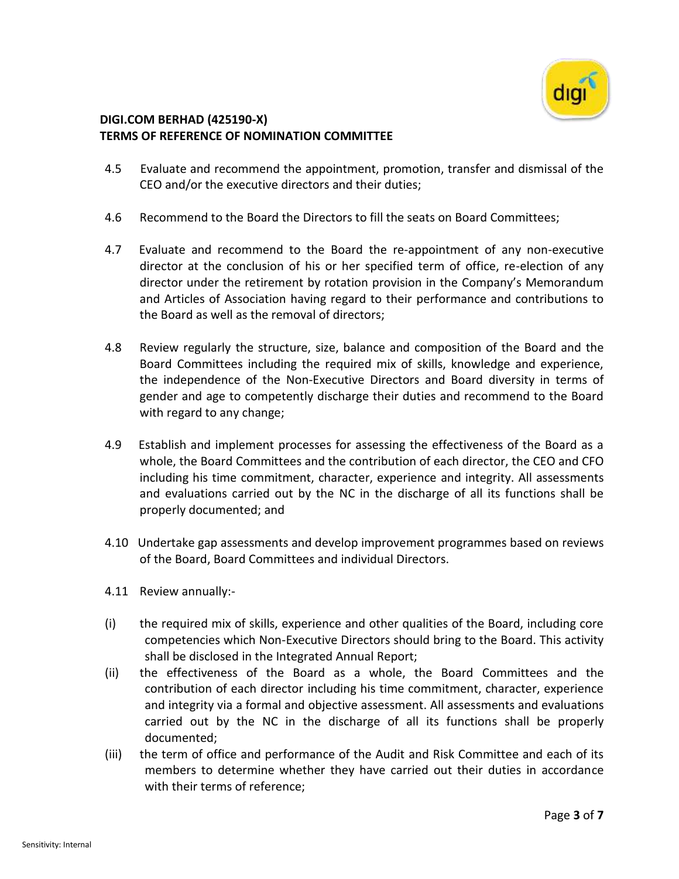4.5 Evaluate and recommend the appointment, promotion, transfer and dismissal of the CEO and/or the executive directors and their duties;

4.6 Recommend to the Board the Directors to fill the seats on Board Committees;

4.7 Evaluate and recommend to the Board the re-appointment of any non-executive director at the conclusion of his or her specified term of office, re-election of any director under the retirement by rotation provision in the Company's Memorandum and Articles of Association having regard to their performance and contributions to the Board as well as the removal of directors;

4.8 Review regularly the structure, size, balance and composition of the Board and the Board Committees including the required mix of skills, knowledge and experience, the independence of the Non-Executive Directors and Board diversity in terms of gender and age to competently discharge their duties and recommend to the Board with regard to any change;

4.9 Establish and implement processes for assessing the effectiveness of the Board as a whole, the Board Committees and the contribution of each director, the CEO and CFO including his time commitment, character, experience and integrity. All assessments and evaluations carried out by the NC in the discharge of all its functions shall be properly documented; and

4.10 Undertake gap assessments and develop improvement programmes based on reviews of the Board, Board Committees and individual Directors.

4.11 Review annually:-

(i) the required mix of skills, experience and other qualities of the Board, including core competencies which Non-Executive Directors should bring to the Board. This activity shall be disclosed in the Integrated Annual Report;

(ii) the effectiveness of the Board as a whole, the Board Committees and the contribution of each director including his time commitment, character, experience and integrity via a formal and objective assessment. All assessments and evaluations carried out by the NC in the discharge of all its functions shall be properly documented;

(iii) the term of office and performance of the Audit and Risk Committee and each of its members to determine whether they have carried out their duties in accordance with their terms of reference;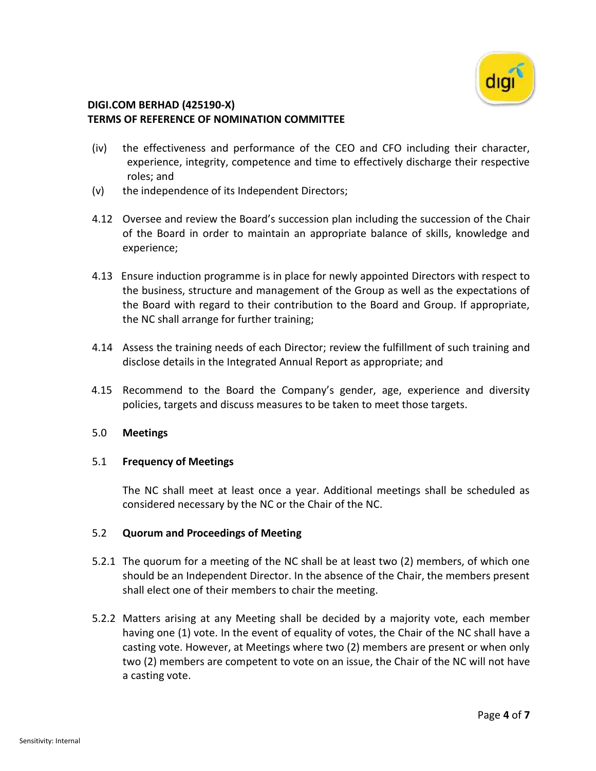(iv) the effectiveness and performance of the CEO and CFO including their character, experience, integrity, competence and time to effectively discharge their respective roles; and

(v) the independence of its Independent Directors;

4.12 Oversee and review the Board's succession plan including the succession of the Chair of the Board in order to maintain an appropriate balance of skills, knowledge and experience;

4.13 Ensure induction programme is in place for newly appointed Directors with respect to the business, structure and management of the Group as well as the expectations of the Board with regard to their contribution to the Board and Group. If appropriate, the NC shall arrange for further training;

4.14 Assess the training needs of each Director; review the fulfillment of such training and disclose details in the Integrated Annual Report as appropriate; and

4.15 Recommend to the Board the Company's gender, age, experience and diversity policies, targets and discuss measures to be taken to meet those targets.

## 5.0 Meetings

### 5.1 Frequency of Meetings

The NC shall meet at least once a year. Additional meetings shall be scheduled as considered necessary by the NC or the Chair of the NC.

### 5.2 Quorum and Proceedings of Meeting

5.2.1 The quorum for a meeting of the NC shall be at least two (2) members, of which one should be an Independent Director. In the absence of the Chair, the members present shall elect one of their members to chair the meeting.

5.2.2 Matters arising at any Meeting shall be decided by a majority vote, each member having one (1) vote. In the event of equality of votes, the Chair of the NC shall have a casting vote. However, at Meetings where two (2) members are present or when only two (2) members are competent to vote on an issue, the Chair of the NC will not have a casting vote.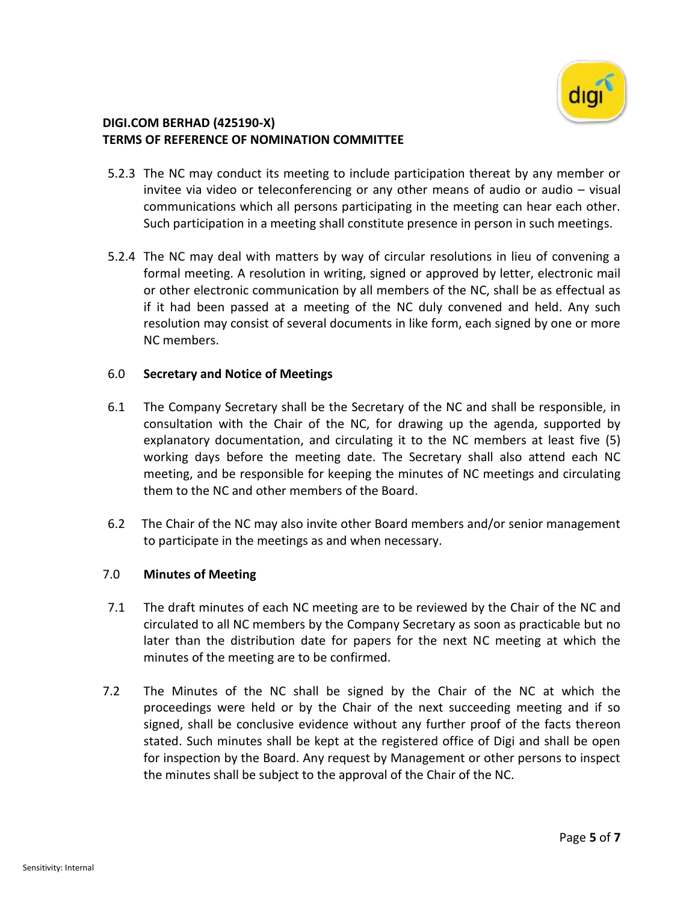5.2.3 The NC may conduct its meeting to include participation thereat by any member or invitee via video or teleconferencing or any other means of audio or audio – visual communications which all persons participating in the meeting can hear each other. Such participation in a meeting shall constitute presence in person in such meetings.

5.2.4 The NC may deal with matters by way of circular resolutions in lieu of convening a formal meeting. A resolution in writing, signed or approved by letter, electronic mail or other electronic communication by all members of the NC, shall be as effectual as if it had been passed at a meeting of the NC duly convened and held. Any such resolution may consist of several documents in like form, each signed by one or more NC members.

## 6.0 Secretary and Notice of Meetings

6.1 The Company Secretary shall be the Secretary of the NC and shall be responsible, in consultation with the Chair of the NC, for drawing up the agenda, supported by explanatory documentation, and circulating it to the NC members at least five (5) working days before the meeting date. The Secretary shall also attend each NC meeting, and be responsible for keeping the minutes of NC meetings and circulating them to the NC and other members of the Board.

6.2 The Chair of the NC may also invite other Board members and/or senior management to participate in the meetings as and when necessary.

## 7.0 Minutes of Meeting

7.1 The draft minutes of each NC meeting are to be reviewed by the Chair of the NC and circulated to all NC members by the Company Secretary as soon as practicable but no later than the distribution date for papers for the next NC meeting at which the minutes of the meeting are to be confirmed.

7.2 The Minutes of the NC shall be signed by the Chair of the NC at which the proceedings were held or by the Chair of the next succeeding meeting and if so signed, shall be conclusive evidence without any further proof of the facts thereon stated. Such minutes shall be kept at the registered office of Digi and shall be open for inspection by the Board. Any request by Management or other persons to inspect the minutes shall be subject to the approval of the Chair of the NC.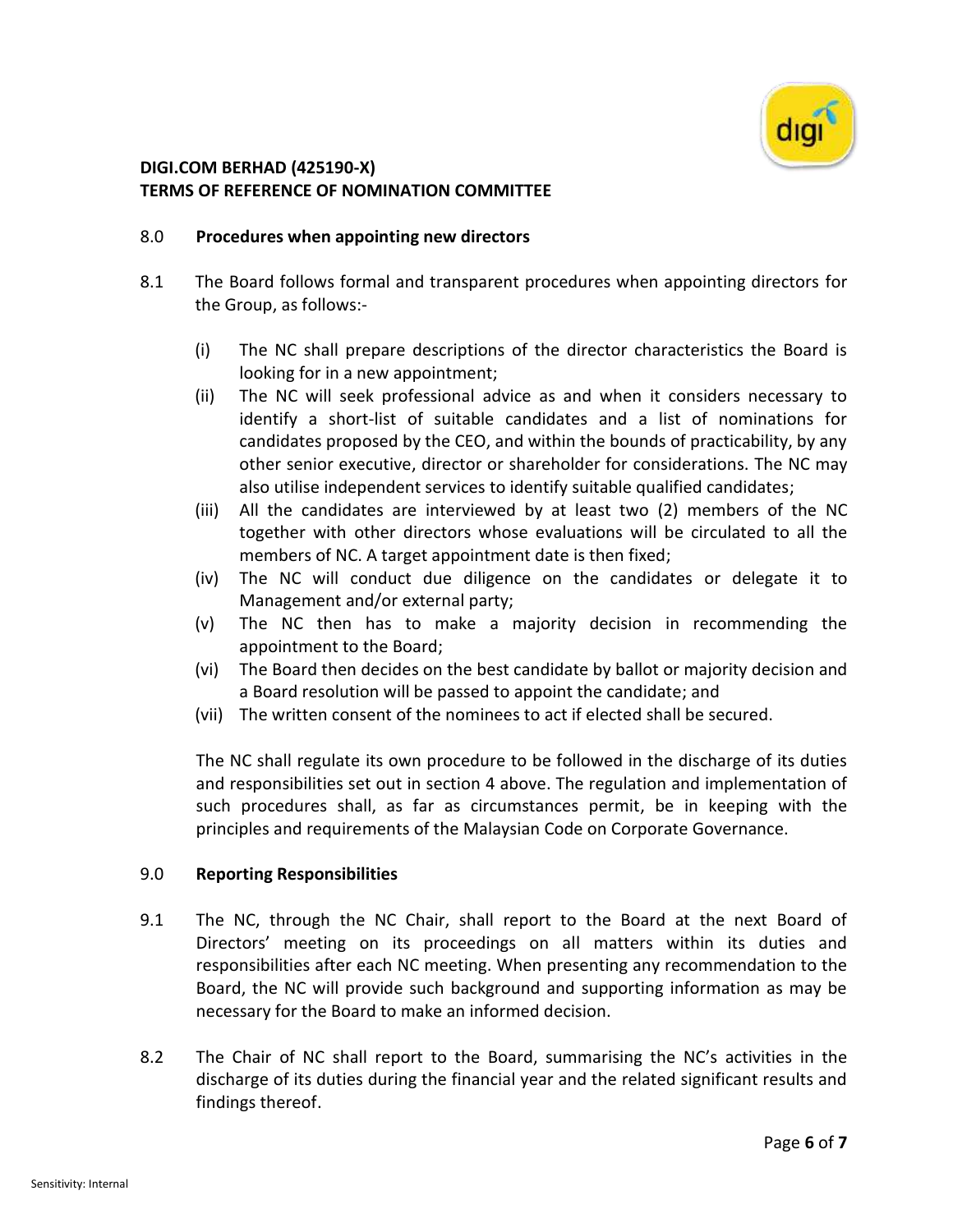**DIGI.COM BERHAD (425190-X)**
**TERMS OF REFERENCE OF NOMINATION COMMITTEE**

## 8.0 Procedures when appointing new directors

8.1 The Board follows formal and transparent procedures when appointing directors for the Group, as follows:-

(i) The NC shall prepare descriptions of the director characteristics the Board is looking for in a new appointment;
(ii) The NC will seek professional advice as and when it considers necessary to identify a short-list of suitable candidates and a list of nominations for candidates proposed by the CEO, and within the bounds of practicability, by any other senior executive, director or shareholder for considerations. The NC may also utilise independent services to identify suitable qualified candidates;
(iii) All the candidates are interviewed by at least two (2) members of the NC together with other directors whose evaluations will be circulated to all the members of NC. A target appointment date is then fixed;
(iv) The NC will conduct due diligence on the candidates or delegate it to Management and/or external party;
(v) The NC then has to make a majority decision in recommending the appointment to the Board;
(vi) The Board then decides on the best candidate by ballot or majority decision and a Board resolution will be passed to appoint the candidate; and
(vii) The written consent of the nominees to act if elected shall be secured.

The NC shall regulate its own procedure to be followed in the discharge of its duties and responsibilities set out in section 4 above. The regulation and implementation of such procedures shall, as far as circumstances permit, be in keeping with the principles and requirements of the Malaysian Code on Corporate Governance.

## 9.0 Reporting Responsibilities

9.1 The NC, through the NC Chair, shall report to the Board at the next Board of Directors' meeting on its proceedings on all matters within its duties and responsibilities after each NC meeting. When presenting any recommendation to the Board, the NC will provide such background and supporting information as may be necessary for the Board to make an informed decision.

8.2 The Chair of NC shall report to the Board, summarising the NC's activities in the discharge of its duties during the financial year and the related significant results and findings thereof.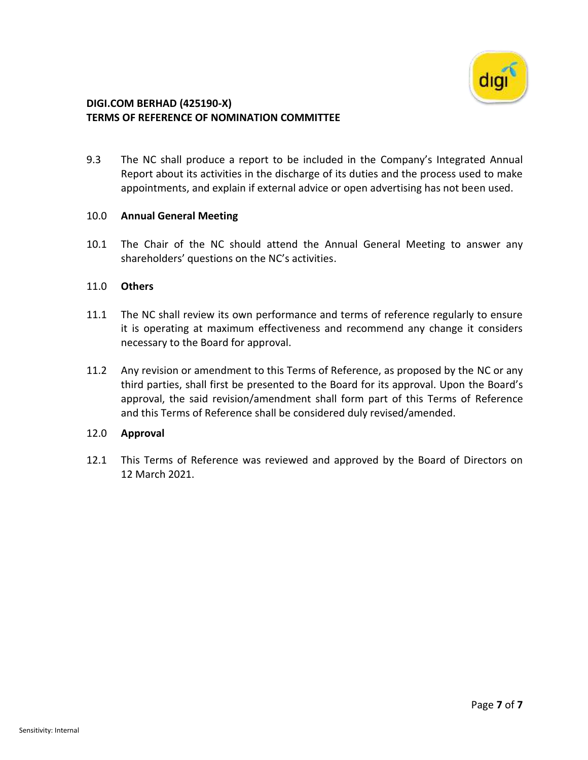9.3 The NC shall produce a report to be included in the Company's Integrated Annual Report about its activities in the discharge of its duties and the process used to make appointments, and explain if external advice or open advertising has not been used.

## 10.0 Annual General Meeting

10.1 The Chair of the NC should attend the Annual General Meeting to answer any shareholders' questions on the NC's activities.

## 11.0 Others

11.1 The NC shall review its own performance and terms of reference regularly to ensure it is operating at maximum effectiveness and recommend any change it considers necessary to the Board for approval.

11.2 Any revision or amendment to this Terms of Reference, as proposed by the NC or any third parties, shall first be presented to the Board for its approval. Upon the Board's approval, the said revision/amendment shall form part of this Terms of Reference and this Terms of Reference shall be considered duly revised/amended.

## 12.0 Approval

12.1 This Terms of Reference was reviewed and approved by the Board of Directors on 12 March 2021.